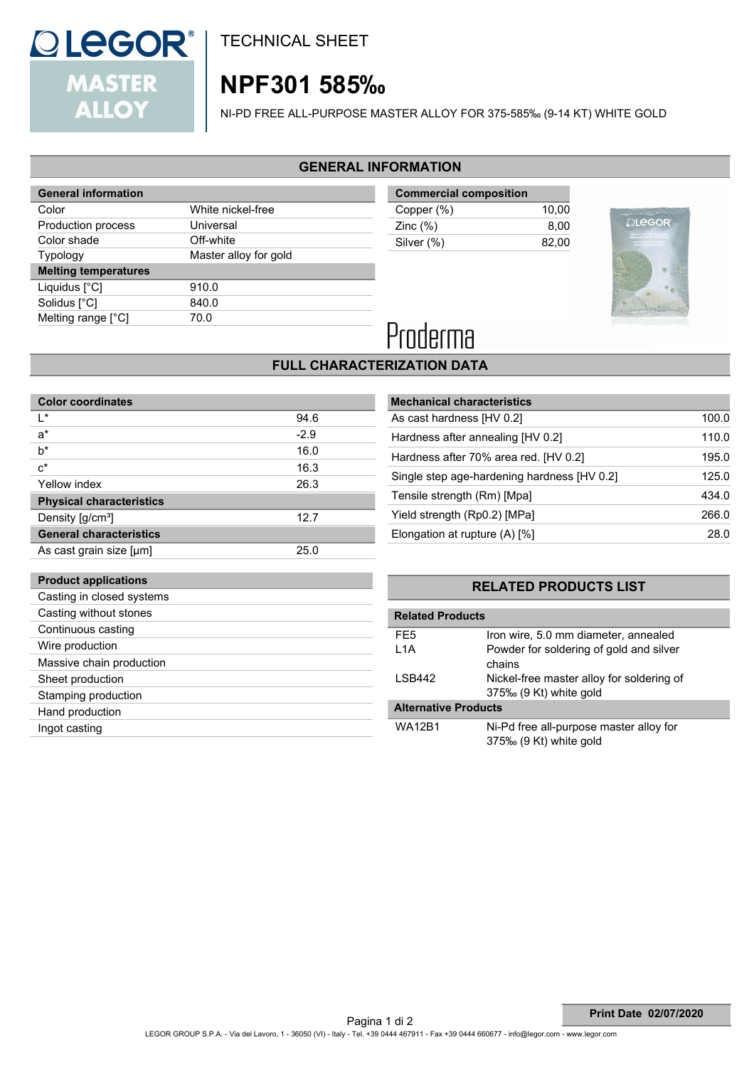# TECHNICAL SHEET

# NPF301 585‰

NI-PD FREE ALL-PURPOSE MASTER ALLOY FOR 375-585‰ (9-14 KT) WHITE GOLD

## GENERAL INFORMATION

| General information | |
|---|---|
| Color | White nickel-free |
| Production process | Universal |
| Color shade | Off-white |
| Typology | Master alloy for gold |
| **Melting temperatures** | |
| Liquidus [°C] | 910.0 |
| Solidus [°C] | 840.0 |
| Melting range [°C] | 70.0 |

| Commercial composition | |
|---|---|
| Copper (%) | 10,00 |
| Zinc (%) | 8,00 |
| Silver (%) | 82,00 |

Proderma

## FULL CHARACTERIZATION DATA

| Color coordinates | |
|---|---|
| L* | 94.6 |
| a* | -2.9 |
| b* | 16.0 |
| c* | 16.3 |
| Yellow index | 26.3 |
| **Physical characteristics** | |
| Density [g/cm³] | 12.7 |
| **General characteristics** | |
| As cast grain size [µm] | 25.0 |

| Mechanical characteristics | |
|---|---|
| As cast hardness [HV 0.2] | 100.0 |
| Hardness after annealing [HV 0.2] | 110.0 |
| Hardness after 70% area red. [HV 0.2] | 195.0 |
| Single step age-hardening hardness [HV 0.2] | 125.0 |
| Tensile strength (Rm) [Mpa] | 434.0 |
| Yield strength (Rp0.2) [MPa] | 266.0 |
| Elongation at rupture (A) [%] | 28.0 |

| Product applications |
|---|
| Casting in closed systems |
| Casting without stones |
| Continuous casting |
| Wire production |
| Massive chain production |
| Sheet production |
| Stamping production |
| Hand production |
| Ingot casting |

## RELATED PRODUCTS LIST

| Related Products | |
|---|---|
| FE5 | Iron wire, 5.0 mm diameter, annealed |
| L1A | Powder for soldering of gold and silver chains |
| LSB442 | Nickel-free master alloy for soldering of 375‰ (9 Kt) white gold |
| **Alternative Products** | |
| WA12B1 | Ni-Pd free all-purpose master alloy for 375‰ (9 Kt) white gold |

**Print Date 02/07/2020**

LEGOR GROUP S.P.A. - Via del Lavoro, 1 - 36050 (VI) - Italy - Tel. +39 0444 467911 - Fax +39 0444 660677 - info@legor.com - www.legor.com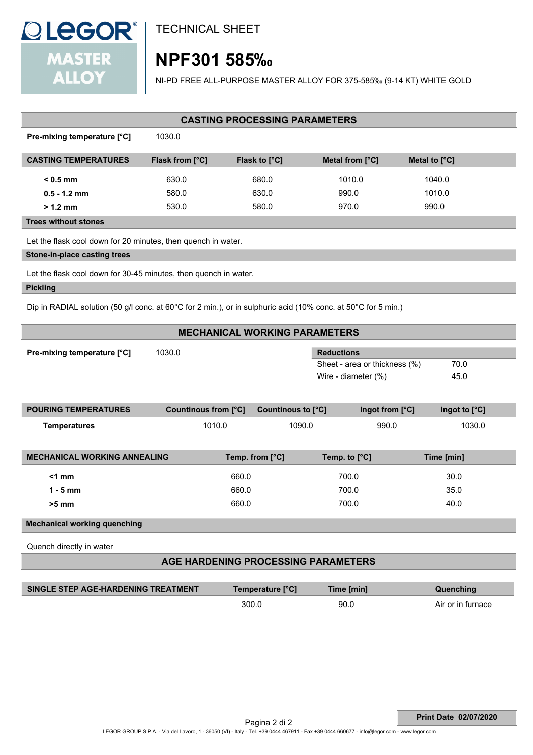# TECHNICAL SHEET

# NPF301 585‰

NI-PD FREE ALL-PURPOSE MASTER ALLOY FOR 375-585‰ (9-14 KT) WHITE GOLD

## CASTING PROCESSING PARAMETERS

| Pre-mixing temperature [°C] | 1030.0 |
|---|---|

| CASTING TEMPERATURES | Flask from [°C] | Flask to [°C] | Metal from [°C] | Metal to [°C] |
|---|---|---|---|---|
| **< 0.5 mm** | 630.0 | 680.0 | 1010.0 | 1040.0 |
| **0.5 - 1.2 mm** | 580.0 | 630.0 | 990.0 | 1010.0 |
| **> 1.2 mm** | 530.0 | 580.0 | 970.0 | 990.0 |

**Trees without stones**

Let the flask cool down for 20 minutes, then quench in water.

**Stone-in-place casting trees**

Let the flask cool down for 30-45 minutes, then quench in water.

**Pickling**

Dip in RADIAL solution (50 g/l conc. at 60°C for 2 min.), or in sulphuric acid (10% conc. at 50°C for 5 min.)

## MECHANICAL WORKING PARAMETERS

| Pre-mixing temperature [°C] | 1030.0 |
|---|---|

| Reductions | |
|---|---|
| Sheet - area or thickness (%) | 70.0 |
| Wire - diameter (%) | 45.0 |

| POURING TEMPERATURES | Countinous from [°C] | Countinous to [°C] | Ingot from [°C] | Ingot to [°C] |
|---|---|---|---|---|
| **Temperatures** | 1010.0 | 1090.0 | 990.0 | 1030.0 |

| MECHANICAL WORKING ANNEALING | Temp. from [°C] | Temp. to [°C] | Time [min] |
|---|---|---|---|
| **<1 mm** | 660.0 | 700.0 | 30.0 |
| **1 - 5 mm** | 660.0 | 700.0 | 35.0 |
| **>5 mm** | 660.0 | 700.0 | 40.0 |

**Mechanical working quenching**

Quench directly in water

## AGE HARDENING PROCESSING PARAMETERS

| SINGLE STEP AGE-HARDENING TREATMENT | Temperature [°C] | Time [min] | Quenching |
|---|---|---|---|
| | 300.0 | 90.0 | Air or in furnace |

**Print Date 02/07/2020**

LEGOR GROUP S.P.A. - Via del Lavoro, 1 - 36050 (VI) - Italy - Tel. +39 0444 467911 - Fax +39 0444 660677 - info@legor.com - www.legor.com